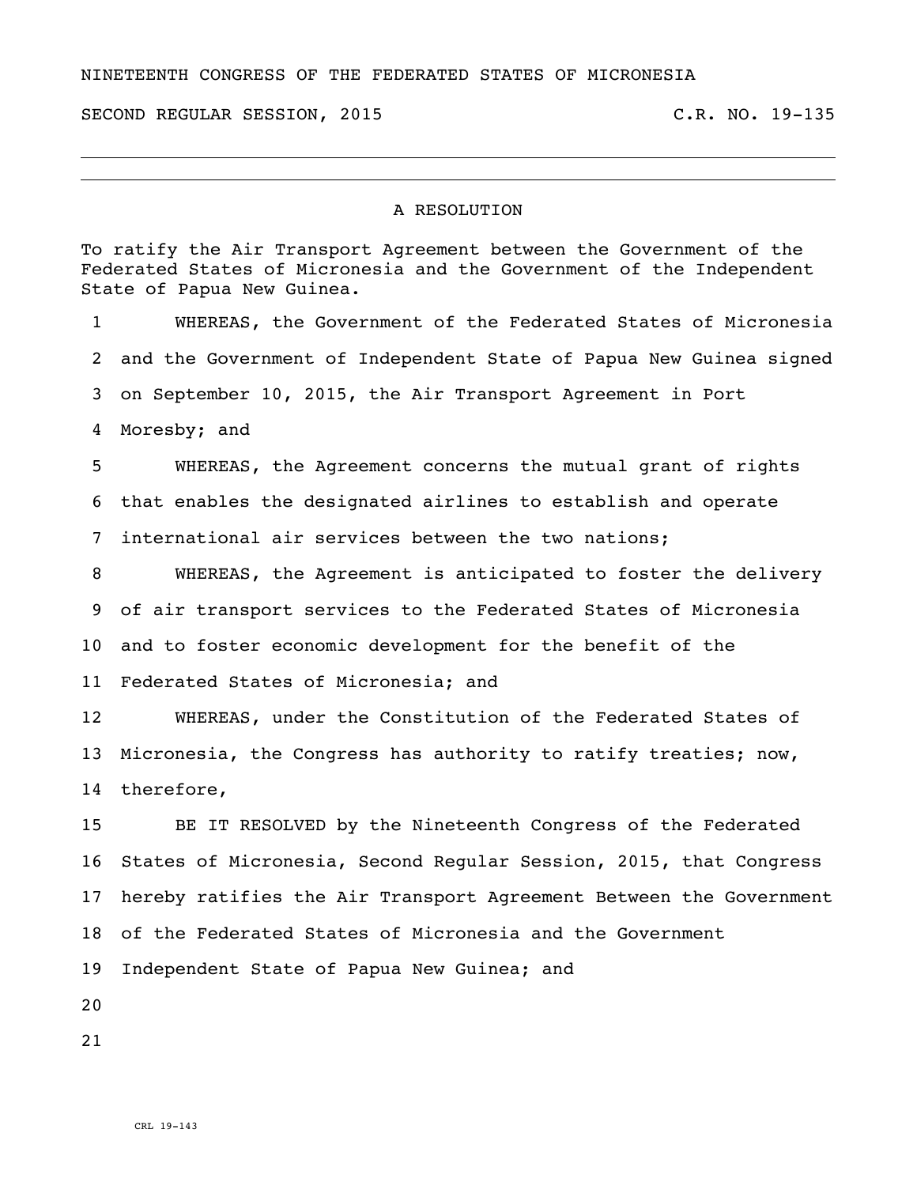NINETEENTH CONGRESS OF THE FEDERATED STATES OF MICRONESIA

SECOND REGULAR SESSION, 2015 C.R. NO. 19-135

# A RESOLUTION

To ratify the Air Transport Agreement between the Government of the Federated States of Micronesia and the Government of the Independent State of Papua New Guinea.

1 WHEREAS, the Government of the Federated States of Micronesia
2 and the Government of Independent State of Papua New Guinea signed
3 on September 10, 2015, the Air Transport Agreement in Port
4 Moresby; and

5 WHEREAS, the Agreement concerns the mutual grant of rights
6 that enables the designated airlines to establish and operate
7 international air services between the two nations;

8 WHEREAS, the Agreement is anticipated to foster the delivery
9 of air transport services to the Federated States of Micronesia
10 and to foster economic development for the benefit of the
11 Federated States of Micronesia; and

12 WHEREAS, under the Constitution of the Federated States of
13 Micronesia, the Congress has authority to ratify treaties; now,
14 therefore,

15 BE IT RESOLVED by the Nineteenth Congress of the Federated
16 States of Micronesia, Second Regular Session, 2015, that Congress
17 hereby ratifies the Air Transport Agreement Between the Government
18 of the Federated States of Micronesia and the Government
19 Independent State of Papua New Guinea; and
20
21

CRL 19-143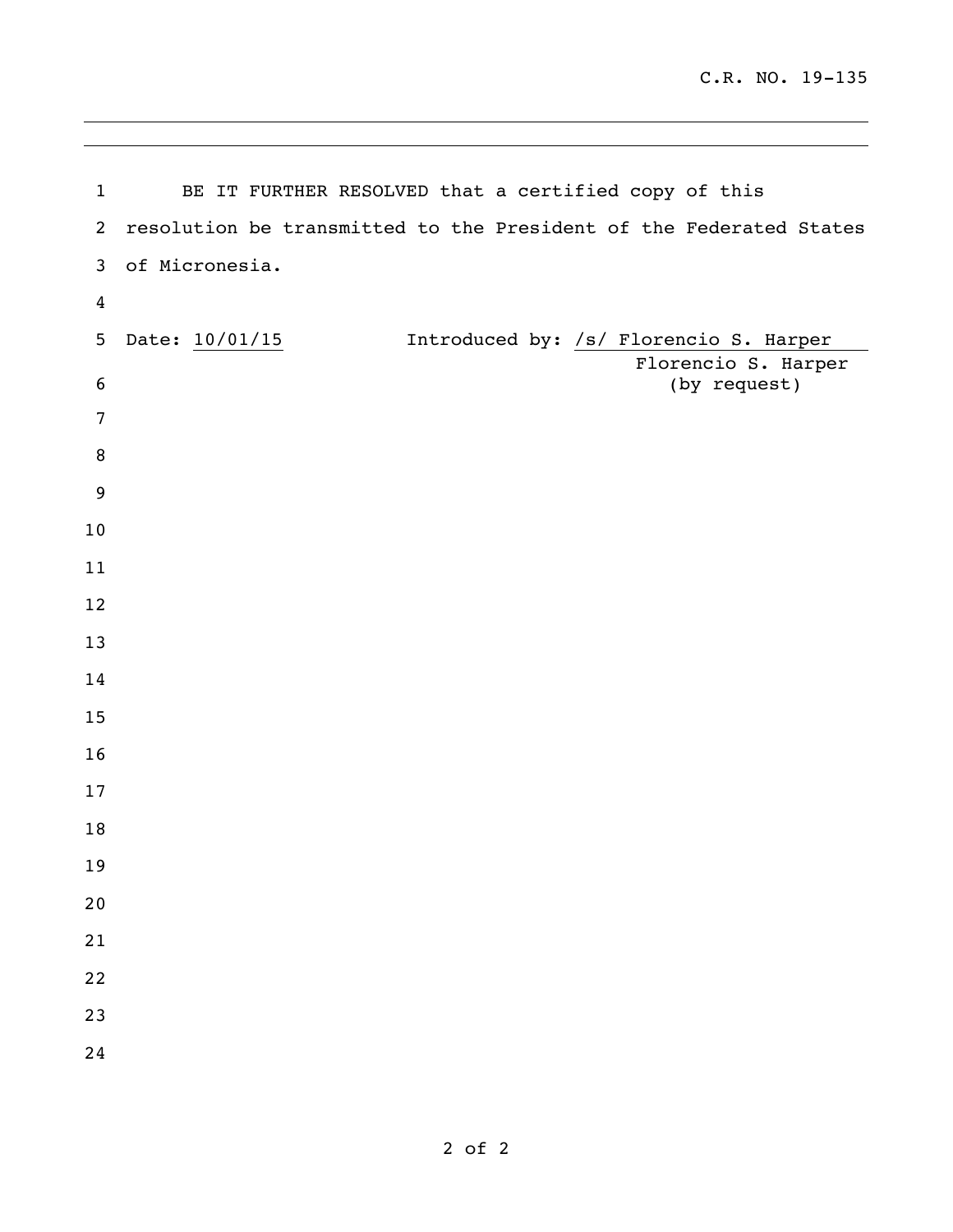BE IT FURTHER RESOLVED that a certified copy of this resolution be transmitted to the President of the Federated States of Micronesia.

Date: 10/01/15

Introduced by: /s/ Florencio S. Harper
Florencio S. Harper
(by request)